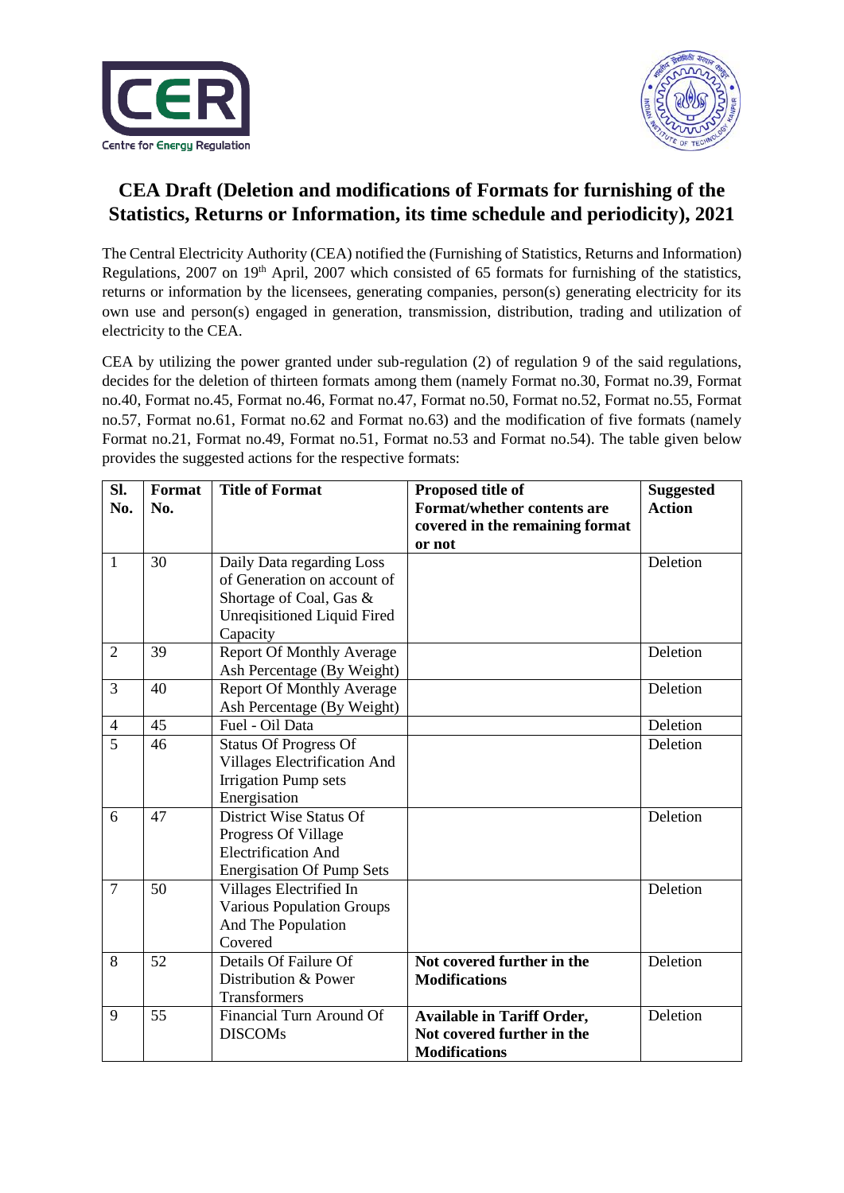# CEA Draft (Deletion and modifications of Formats for furnishing of the Statistics, Returns or Information, its time schedule and periodicity), 2021

The Central Electricity Authority (CEA) notified the (Furnishing of Statistics, Returns and Information) Regulations, 2007 on 19th April, 2007 which consisted of 65 formats for furnishing of the statistics, returns or information by the licensees, generating companies, person(s) generating electricity for its own use and person(s) engaged in generation, transmission, distribution, trading and utilization of electricity to the CEA.

CEA by utilizing the power granted under sub-regulation (2) of regulation 9 of the said regulations, decides for the deletion of thirteen formats among them (namely Format no.30, Format no.39, Format no.40, Format no.45, Format no.46, Format no.47, Format no.50, Format no.52, Format no.55, Format no.57, Format no.61, Format no.62 and Format no.63) and the modification of five formats (namely Format no.21, Format no.49, Format no.51, Format no.53 and Format no.54). The table given below provides the suggested actions for the respective formats:

| Sl. No. | Format No. | Title of Format | Proposed title of Format/whether contents are covered in the remaining format or not | Suggested Action |
|---|---|---|---|---|
| 1 | 30 | Daily Data regarding Loss of Generation on account of Shortage of Coal, Gas & Unreqisitioned Liquid Fired Capacity | | Deletion |
| 2 | 39 | Report Of Monthly Average Ash Percentage (By Weight) | | Deletion |
| 3 | 40 | Report Of Monthly Average Ash Percentage (By Weight) | | Deletion |
| 4 | 45 | Fuel - Oil Data | | Deletion |
| 5 | 46 | Status Of Progress Of Villages Electrification And Irrigation Pump sets Energisation | | Deletion |
| 6 | 47 | District Wise Status Of Progress Of Village Electrification And Energisation Of Pump Sets | | Deletion |
| 7 | 50 | Villages Electrified In Various Population Groups And The Population Covered | | Deletion |
| 8 | 52 | Details Of Failure Of Distribution & Power Transformers | **Not covered further in the Modifications** | Deletion |
| 9 | 55 | Financial Turn Around Of DISCOMs | **Available in Tariff Order, Not covered further in the Modifications** | Deletion |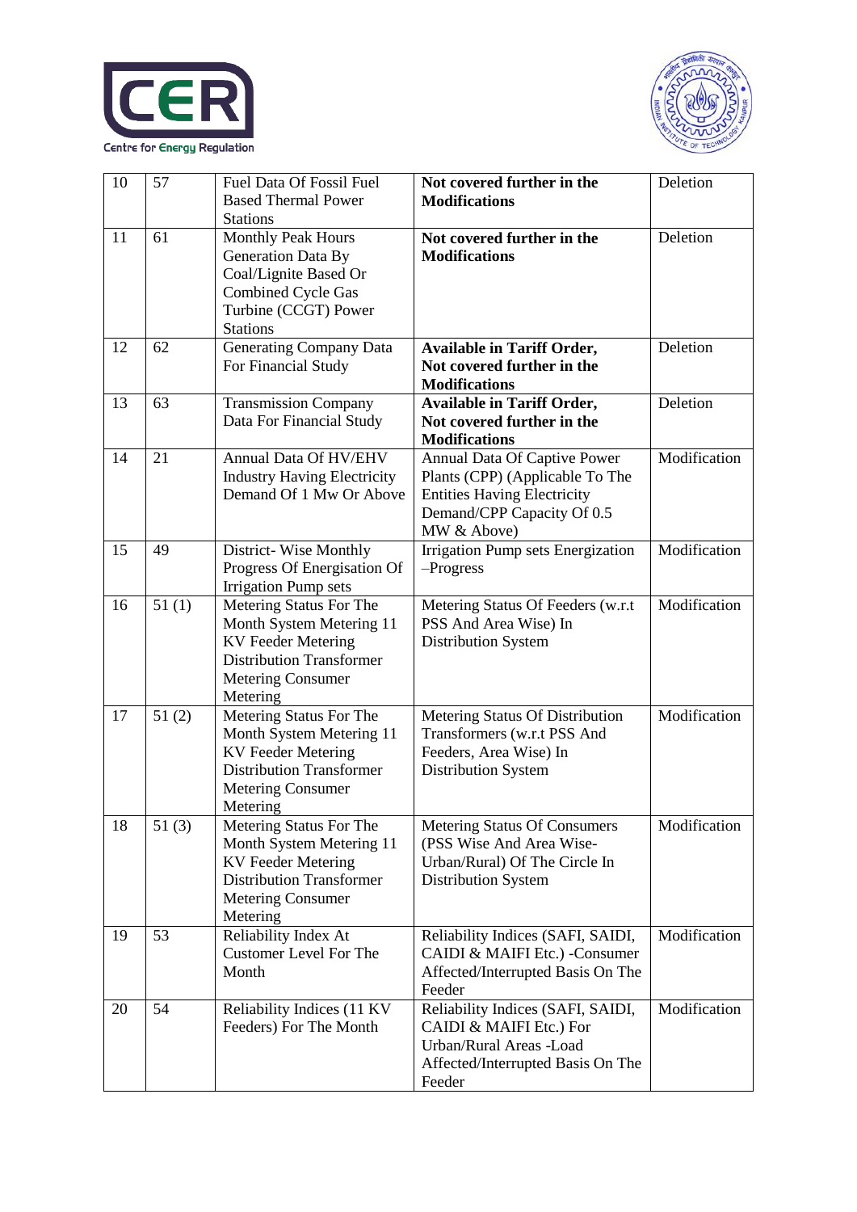| 10 | 57 | Fuel Data Of Fossil Fuel Based Thermal Power Stations | **Not covered further in the Modifications** | Deletion |
|---|---|---|---|---|
| 11 | 61 | Monthly Peak Hours Generation Data By Coal/Lignite Based Or Combined Cycle Gas Turbine (CCGT) Power Stations | **Not covered further in the Modifications** | Deletion |
| 12 | 62 | Generating Company Data For Financial Study | **Available in Tariff Order, Not covered further in the Modifications** | Deletion |
| 13 | 63 | Transmission Company Data For Financial Study | **Available in Tariff Order, Not covered further in the Modifications** | Deletion |
| 14 | 21 | Annual Data Of HV/EHV Industry Having Electricity Demand Of 1 Mw Or Above | Annual Data Of Captive Power Plants (CPP) (Applicable To The Entities Having Electricity Demand/CPP Capacity Of 0.5 MW & Above) | Modification |
| 15 | 49 | District- Wise Monthly Progress Of Energisation Of Irrigation Pump sets | Irrigation Pump sets Energization –Progress | Modification |
| 16 | 51 (1) | Metering Status For The Month System Metering 11 KV Feeder Metering Distribution Transformer Metering Consumer Metering | Metering Status Of Feeders (w.r.t PSS And Area Wise) In Distribution System | Modification |
| 17 | 51 (2) | Metering Status For The Month System Metering 11 KV Feeder Metering Distribution Transformer Metering Consumer Metering | Metering Status Of Distribution Transformers (w.r.t PSS And Feeders, Area Wise) In Distribution System | Modification |
| 18 | 51 (3) | Metering Status For The Month System Metering 11 KV Feeder Metering Distribution Transformer Metering Consumer Metering | Metering Status Of Consumers (PSS Wise And Area Wise-Urban/Rural) Of The Circle In Distribution System | Modification |
| 19 | 53 | Reliability Index At Customer Level For The Month | Reliability Indices (SAFI, SAIDI, CAIDI & MAIFI Etc.) -Consumer Affected/Interrupted Basis On The Feeder | Modification |
| 20 | 54 | Reliability Indices (11 KV Feeders) For The Month | Reliability Indices (SAFI, SAIDI, CAIDI & MAIFI Etc.) For Urban/Rural Areas -Load Affected/Interrupted Basis On The Feeder | Modification |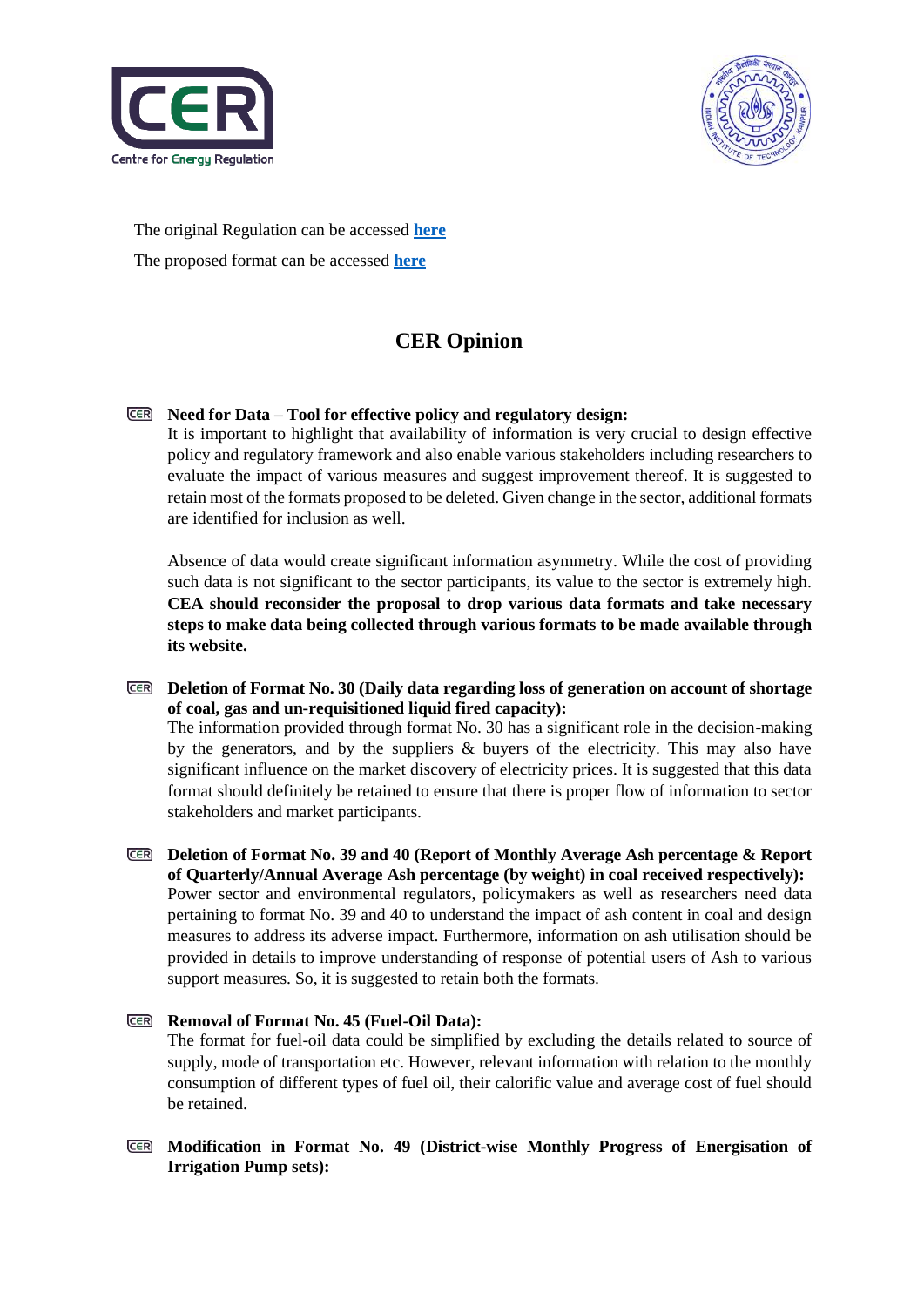The original Regulation can be accessed **here**

The proposed format can be accessed **here**

# CER Opinion

- **Need for Data – Tool for effective policy and regulatory design:**
  It is important to highlight that availability of information is very crucial to design effective policy and regulatory framework and also enable various stakeholders including researchers to evaluate the impact of various measures and suggest improvement thereof. It is suggested to retain most of the formats proposed to be deleted. Given change in the sector, additional formats are identified for inclusion as well.

  Absence of data would create significant information asymmetry. While the cost of providing such data is not significant to the sector participants, its value to the sector is extremely high. **CEA should reconsider the proposal to drop various data formats and take necessary steps to make data being collected through various formats to be made available through its website.**

- **Deletion of Format No. 30 (Daily data regarding loss of generation on account of shortage of coal, gas and un-requisitioned liquid fired capacity):**
  The information provided through format No. 30 has a significant role in the decision-making by the generators, and by the suppliers & buyers of the electricity. This may also have significant influence on the market discovery of electricity prices. It is suggested that this data format should definitely be retained to ensure that there is proper flow of information to sector stakeholders and market participants.

- **Deletion of Format No. 39 and 40 (Report of Monthly Average Ash percentage & Report of Quarterly/Annual Average Ash percentage (by weight) in coal received respectively):**
  Power sector and environmental regulators, policymakers as well as researchers need data pertaining to format No. 39 and 40 to understand the impact of ash content in coal and design measures to address its adverse impact. Furthermore, information on ash utilisation should be provided in details to improve understanding of response of potential users of Ash to various support measures. So, it is suggested to retain both the formats.

- **Removal of Format No. 45 (Fuel-Oil Data):**
  The format for fuel-oil data could be simplified by excluding the details related to source of supply, mode of transportation etc. However, relevant information with relation to the monthly consumption of different types of fuel oil, their calorific value and average cost of fuel should be retained.

- **Modification in Format No. 49 (District-wise Monthly Progress of Energisation of Irrigation Pump sets):**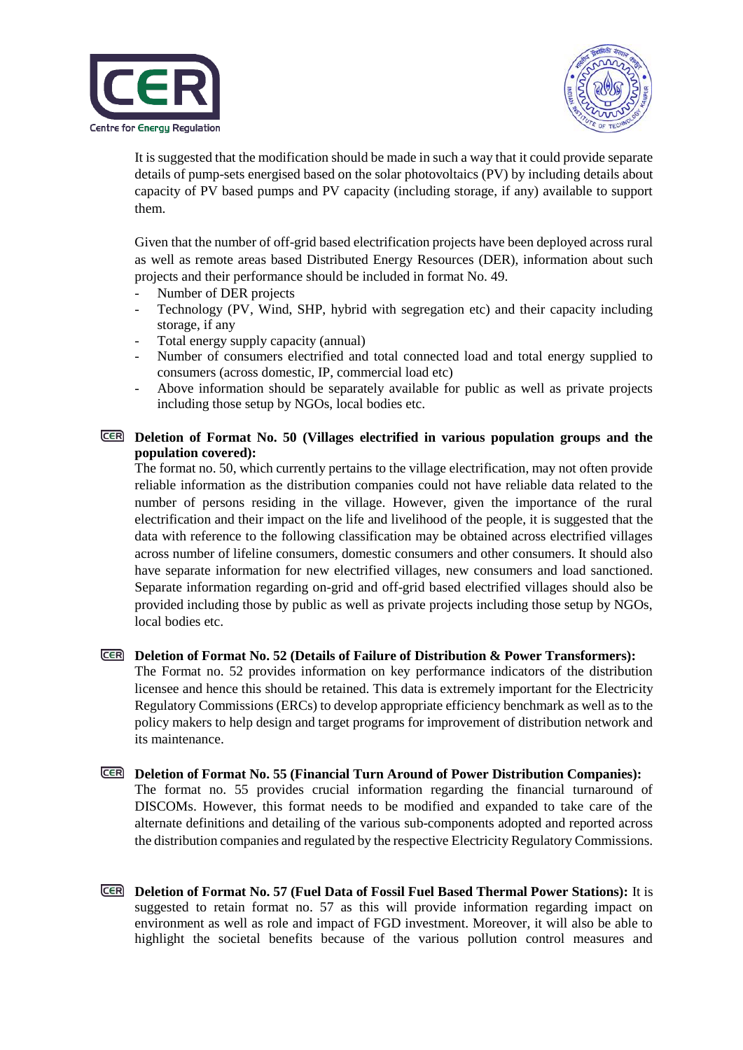It is suggested that the modification should be made in such a way that it could provide separate details of pump-sets energised based on the solar photovoltaics (PV) by including details about capacity of PV based pumps and PV capacity (including storage, if any) available to support them.

Given that the number of off-grid based electrification projects have been deployed across rural as well as remote areas based Distributed Energy Resources (DER), information about such projects and their performance should be included in format No. 49.

- Number of DER projects
- Technology (PV, Wind, SHP, hybrid with segregation etc) and their capacity including storage, if any
- Total energy supply capacity (annual)
- Number of consumers electrified and total connected load and total energy supplied to consumers (across domestic, IP, commercial load etc)
- Above information should be separately available for public as well as private projects including those setup by NGOs, local bodies etc.

**Deletion of Format No. 50 (Villages electrified in various population groups and the population covered):**
The format no. 50, which currently pertains to the village electrification, may not often provide reliable information as the distribution companies could not have reliable data related to the number of persons residing in the village. However, given the importance of the rural electrification and their impact on the life and livelihood of the people, it is suggested that the data with reference to the following classification may be obtained across electrified villages across number of lifeline consumers, domestic consumers and other consumers. It should also have separate information for new electrified villages, new consumers and load sanctioned. Separate information regarding on-grid and off-grid based electrified villages should also be provided including those by public as well as private projects including those setup by NGOs, local bodies etc.

**Deletion of Format No. 52 (Details of Failure of Distribution & Power Transformers):**
The Format no. 52 provides information on key performance indicators of the distribution licensee and hence this should be retained. This data is extremely important for the Electricity Regulatory Commissions (ERCs) to develop appropriate efficiency benchmark as well as to the policy makers to help design and target programs for improvement of distribution network and its maintenance.

**Deletion of Format No. 55 (Financial Turn Around of Power Distribution Companies):**
The format no. 55 provides crucial information regarding the financial turnaround of DISCOMs. However, this format needs to be modified and expanded to take care of the alternate definitions and detailing of the various sub-components adopted and reported across the distribution companies and regulated by the respective Electricity Regulatory Commissions.

**Deletion of Format No. 57 (Fuel Data of Fossil Fuel Based Thermal Power Stations):** It is suggested to retain format no. 57 as this will provide information regarding impact on environment as well as role and impact of FGD investment. Moreover, it will also be able to highlight the societal benefits because of the various pollution control measures and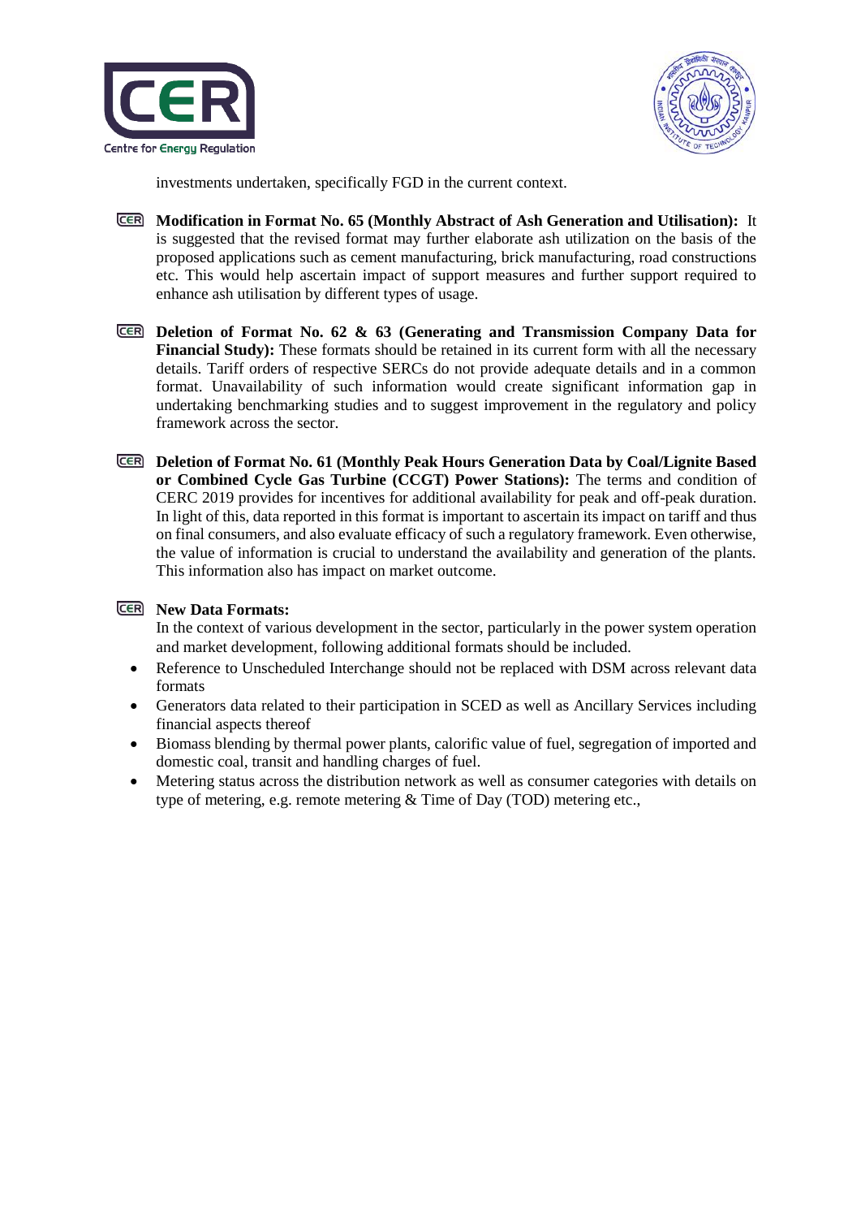investments undertaken, specifically FGD in the current context.

- **Modification in Format No. 65 (Monthly Abstract of Ash Generation and Utilisation):** It is suggested that the revised format may further elaborate ash utilization on the basis of the proposed applications such as cement manufacturing, brick manufacturing, road constructions etc. This would help ascertain impact of support measures and further support required to enhance ash utilisation by different types of usage.

- **Deletion of Format No. 62 & 63 (Generating and Transmission Company Data for Financial Study):** These formats should be retained in its current form with all the necessary details. Tariff orders of respective SERCs do not provide adequate details and in a common format. Unavailability of such information would create significant information gap in undertaking benchmarking studies and to suggest improvement in the regulatory and policy framework across the sector.

- **Deletion of Format No. 61 (Monthly Peak Hours Generation Data by Coal/Lignite Based or Combined Cycle Gas Turbine (CCGT) Power Stations):** The terms and condition of CERC 2019 provides for incentives for additional availability for peak and off-peak duration. In light of this, data reported in this format is important to ascertain its impact on tariff and thus on final consumers, and also evaluate efficacy of such a regulatory framework. Even otherwise, the value of information is crucial to understand the availability and generation of the plants. This information also has impact on market outcome.

- **New Data Formats:**
  In the context of various development in the sector, particularly in the power system operation and market development, following additional formats should be included.
  - Reference to Unscheduled Interchange should not be replaced with DSM across relevant data formats
  - Generators data related to their participation in SCED as well as Ancillary Services including financial aspects thereof
  - Biomass blending by thermal power plants, calorific value of fuel, segregation of imported and domestic coal, transit and handling charges of fuel.
  - Metering status across the distribution network as well as consumer categories with details on type of metering, e.g. remote metering & Time of Day (TOD) metering etc.,